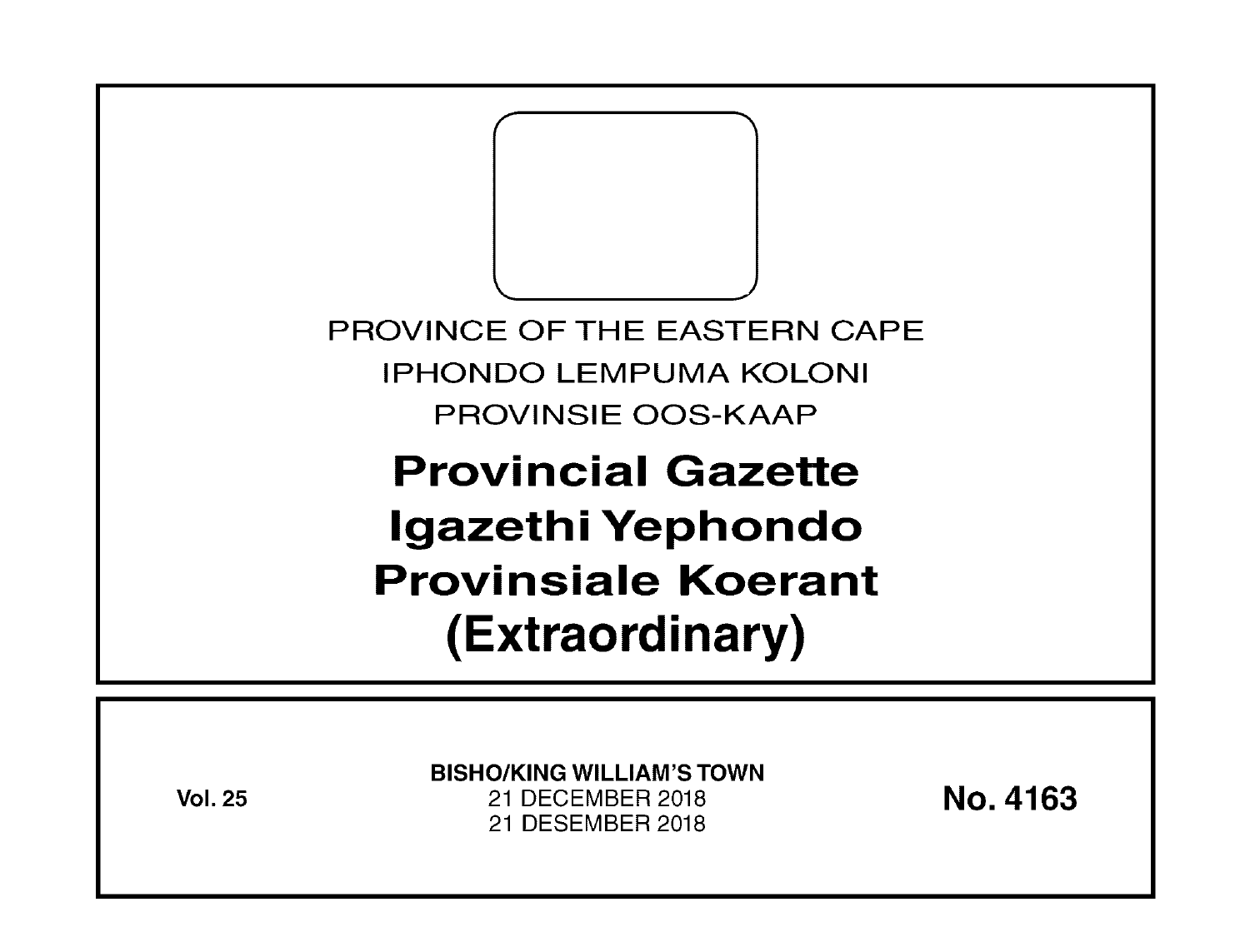PROVINCE OF THE EASTERN CAPE

IPHONDO LEMPUMA KOLONI

PROVINSIE OOS-KAAP

# Provincial Gazette
# Igazethi Yephondo
# Provinsiale Koerant
# (Extraordinary)

**Vol. 25**

**BISHO/KING WILLIAM'S TOWN**

21 DECEMBER 2018

21 DESEMBER 2018

**No. 4163**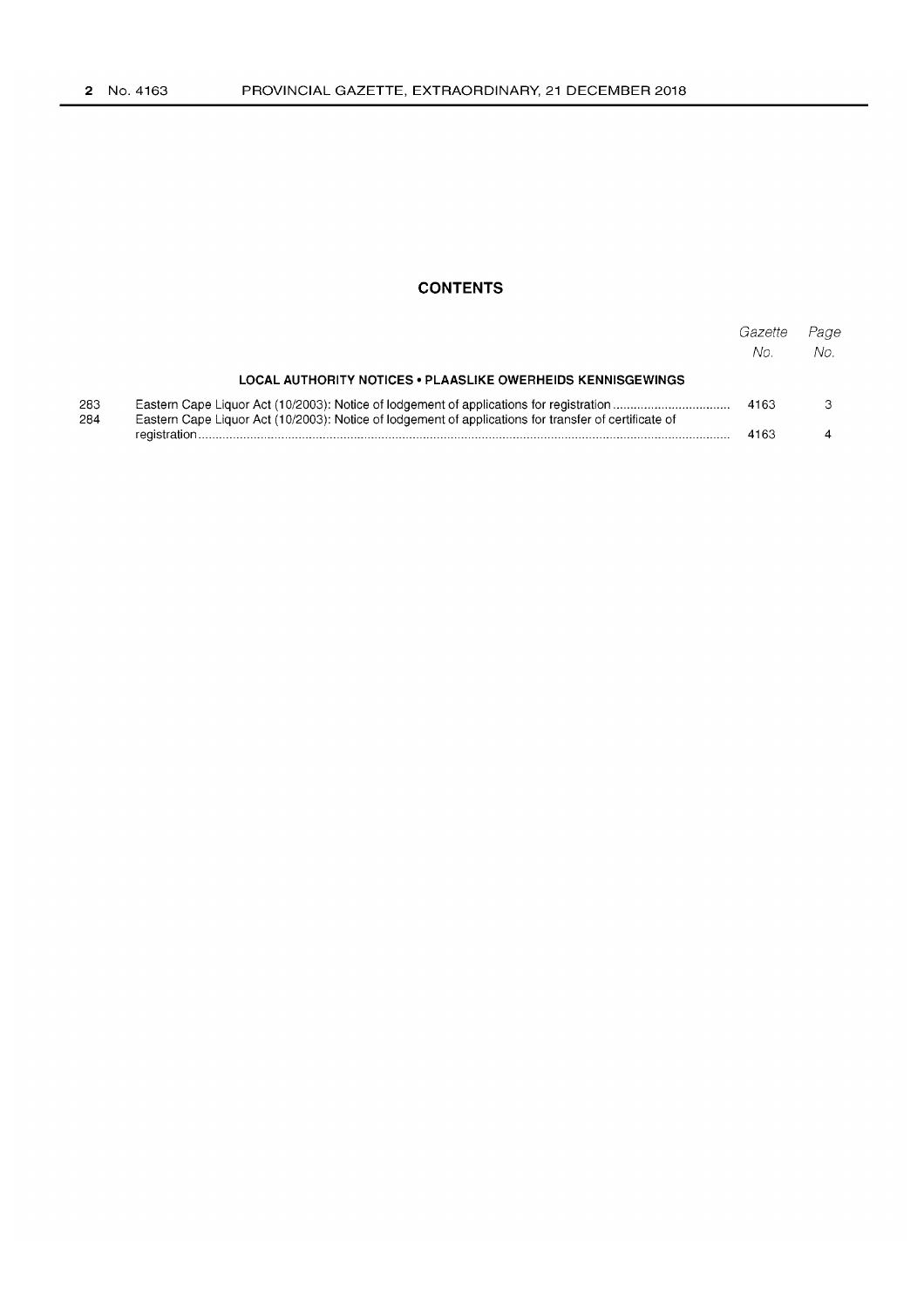## CONTENTS

| | | Gazette No. | Page No. |
|---|---|---|---|
| | **LOCAL AUTHORITY NOTICES • PLAASLIKE OWERHEIDS KENNISGEWINGS** | | |
| 283 | Eastern Cape Liquor Act (10/2003): Notice of lodgement of applications for registration | 4163 | 3 |
| 284 | Eastern Cape Liquor Act (10/2003): Notice of lodgement of applications for transfer of certificate of registration | 4163 | 4 |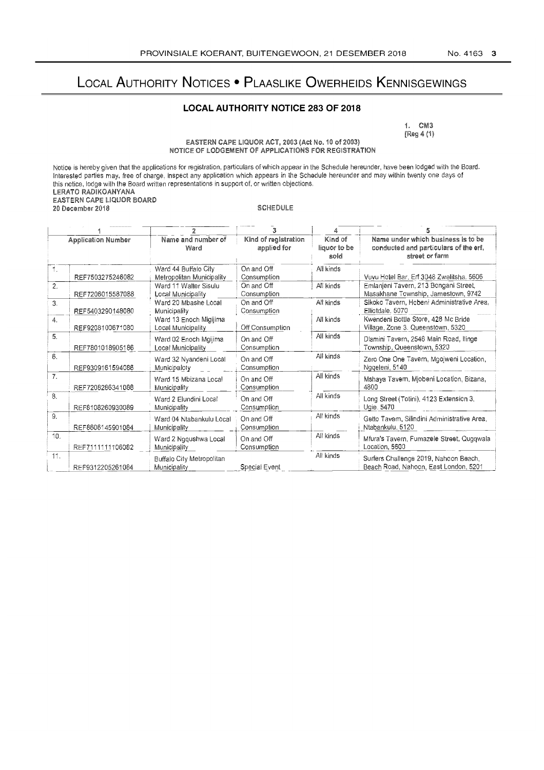# Local Authority Notices • Plaaslike Owerheids Kennisgewings

## LOCAL AUTHORITY NOTICE 283 OF 2018

1. CM3
[Reg 4 (1)

EASTERN CAPE LIQUOR ACT, 2003 (Act No. 10 of 2003)
NOTICE OF LODGEMENT OF APPLICATIONS FOR REGISTRATION

Notice is hereby given that the applications for registration, particulars of which appear in the Schedule hereunder, have been lodged with the Board. Interested parties may, free of charge, inspect any application which appears in the Schedule hereunder and may within twenty one days of this notice, lodge with the Board written representations in support of, or written objections.

LERATO RADIKOANYANA
EASTERN CAPE LIQUOR BOARD
20 December 2018

SCHEDULE

| 1 | | 2 | 3 | 4 | 5 |
|---|---|---|---|---|---|
| Application Number | | Name and number of Ward | Kind of registration applied for | Kind of liquor to be sold | Name under which business is to be conducted and particulars of the erf, street or farm |
| 1. | REF7503275246082 | Ward 44 Buffalo City Metropolitan Municipality | On and Off Consumption | All kinds | Vuvu Hotel Bar, Erf 3048 Zwelitsha, 5606 |
| 2. | REF7206015587088 | Ward 11 Walter Sisulu Local Municipality | On and Off Consumption | All kinds | Emlanjeni Tavern, 213 Bongani Street, Masakhane Township, Jamestown, 9742 |
| 3. | REF5403290148080 | Ward 20 Mbashe Local Municipality | On and Off Consumption | All kinds | Sikoko Tavern, Hobeni Administrative Area, Elliotdale, 5070 |
| 4. | REF9208100671080 | Ward 13 Enoch Mgijima Local Municipality | Off Consumption | All kinds | Kwendeni Bottle Store, 428 Mc Bride Village, Zone 3, Queenstown, 5320 |
| 5. | REF7801018905186 | Ward 02 Enoch Mgijima Local Municipality | On and Off Consumption | All kinds | Dlamini Tavern, 2546 Main Road, Ilinge Township, Queenstown, 5320 |
| 6. | REF9309161594086 | Ward 32 Nyandeni Local Municipalcty | On and Off Consumption | All kinds | Zero One One Tavern, Mgojweni Location, Ngqeleni, 5140 |
| 7. | REF7208286341088 | Ward 15 Mbizana Local Municipality | On and Off Consumption | All kinds | Mshaya Tavern, Mjobeni Location, Bizana, 4800 |
| 8. | REF8108260930089 | Ward 2 Elundini Local Municipality | On and Off Consumption | All kinds | Long Street (Totini), 4123 Extension 3, Ugie, 5470 |
| 9. | REF8606145901084 | Ward 04 Ntabankulu Local Municipality | On and Off Consumption | All kinds | Getto Tavern, Silindini Administrative Area, Ntabankulu, 5120 |
| 10. | REF7111111106082 | Ward 2 Ngqushwa Local Municipality | On and Off Consumption | All kinds | Mfura's Tavern, Fumazele Street, Qugqwala Location, 5600 |
| 11. | REF9312205261084 | Buffalo City Metropolitan Municipality | Special Event | All kinds | Surfers Challenge 2019, Nahoon Beach, Beach Road, Nahoon, East London, 5201 |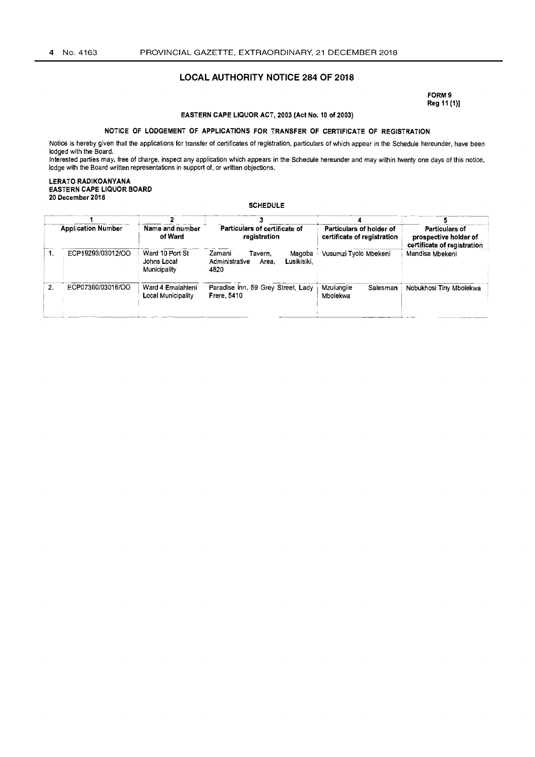## LOCAL AUTHORITY NOTICE 284 OF 2018

**FORM 9**
**Reg 11 (1)]**

**EASTERN CAPE LIQUOR ACT, 2003 (Act No. 10 of 2003)**

**NOTICE OF LODGEMENT OF APPLICATIONS FOR TRANSFER OF CERTIFICATE OF REGISTRATION**

Notice is hereby given that the applications for transfer of certificates of registration, particulars of which appear in the Schedule hereunder, have been lodged with the Board.
Interested parties may, free of charge, inspect any application which appears in the Schedule hereunder and may within twenty one days of this notice, lodge with the Board written representations in support of, or written objections.

**LERATO RADIKOANYANA**
**EASTERN CAPE LIQUOR BOARD**
**20 December 2018**

**SCHEDULE**

| | 1 | 2 | 3 | 4 | 5 |
|---|---|---|---|---|---|
| | **Application Number** | **Name and number of Ward** | **Particulars of certificate of registration** | **Particulars of holder of certificate of registration** | **Particulars of prospective holder of certificate of registration** |
| 1. | ECP19293/03012/OO | Ward 10 Port St Johns Local Municipality | Zamani Tavern, Magoba Administrative Area, Lusikisiki, 4820 | Vusumzi Tyolo Mbekeni | Mandisa Mbekeni |
| 2. | ECP07360/03016/OO | Ward 4 Emalahleni Local Municipality | Paradise Inn, 59 Grey Street, Lady Frere, 5410 | Mzulungile Salesman Mbolekwa | Nobukhosi Tiny Mbolekwa |